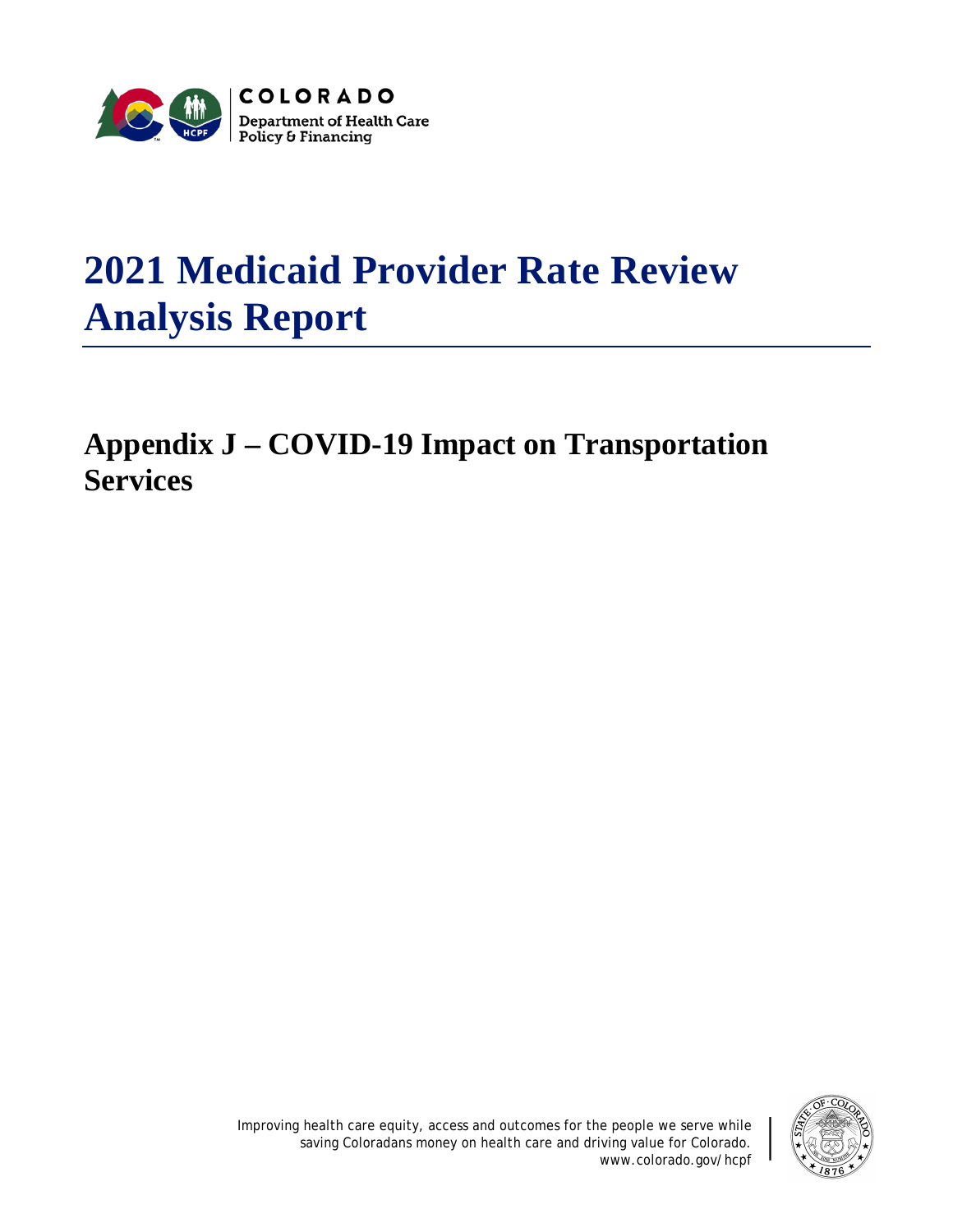COLORADO

Department of Health Care Policy & Financing

# 2021 Medicaid Provider Rate Review Analysis Report

## Appendix J – COVID-19 Impact on Transportation Services

Improving health care equity, access and outcomes for the people we serve while saving Coloradans money on health care and driving value for Colorado.
www.colorado.gov/hcpf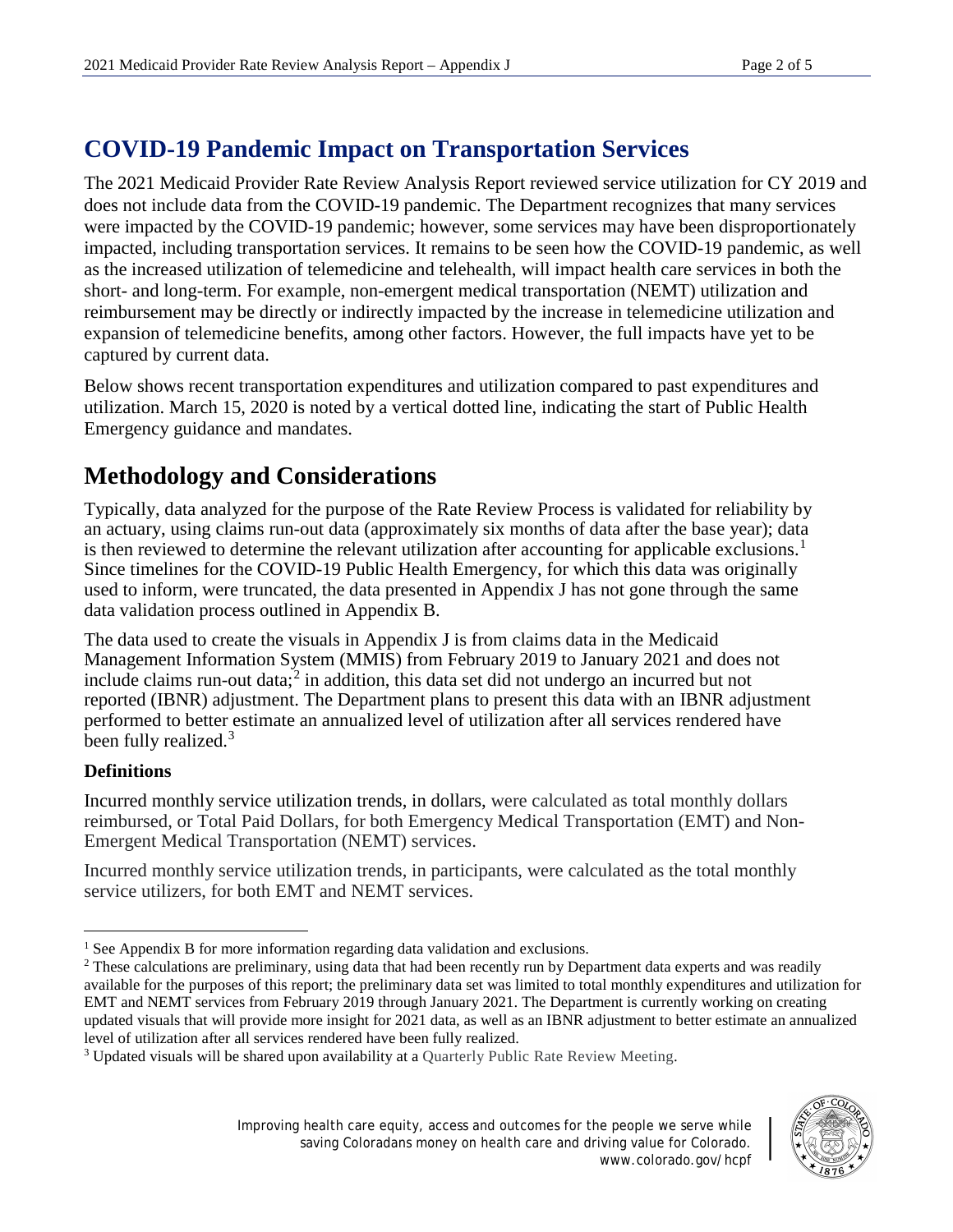# COVID-19 Pandemic Impact on Transportation Services

The 2021 Medicaid Provider Rate Review Analysis Report reviewed service utilization for CY 2019 and does not include data from the COVID-19 pandemic. The Department recognizes that many services were impacted by the COVID-19 pandemic; however, some services may have been disproportionately impacted, including transportation services. It remains to be seen how the COVID-19 pandemic, as well as the increased utilization of telemedicine and telehealth, will impact health care services in both the short- and long-term. For example, non-emergent medical transportation (NEMT) utilization and reimbursement may be directly or indirectly impacted by the increase in telemedicine utilization and expansion of telemedicine benefits, among other factors. However, the full impacts have yet to be captured by current data.

Below shows recent transportation expenditures and utilization compared to past expenditures and utilization. March 15, 2020 is noted by a vertical dotted line, indicating the start of Public Health Emergency guidance and mandates.

# Methodology and Considerations

Typically, data analyzed for the purpose of the Rate Review Process is validated for reliability by an actuary, using claims run-out data (approximately six months of data after the base year); data is then reviewed to determine the relevant utilization after accounting for applicable exclusions.[1] Since timelines for the COVID-19 Public Health Emergency, for which this data was originally used to inform, were truncated, the data presented in Appendix J has not gone through the same data validation process outlined in Appendix B.

The data used to create the visuals in Appendix J is from claims data in the Medicaid Management Information System (MMIS) from February 2019 to January 2021 and does not include claims run-out data;[2] in addition, this data set did not undergo an incurred but not reported (IBNR) adjustment. The Department plans to present this data with an IBNR adjustment performed to better estimate an annualized level of utilization after all services rendered have been fully realized.[3]

### Definitions

Incurred monthly service utilization trends, in dollars, were calculated as total monthly dollars reimbursed, or Total Paid Dollars, for both Emergency Medical Transportation (EMT) and Non-Emergent Medical Transportation (NEMT) services.

Incurred monthly service utilization trends, in participants, were calculated as the total monthly service utilizers, for both EMT and NEMT services.

---

[1] See Appendix B for more information regarding data validation and exclusions.

[2] These calculations are preliminary, using data that had been recently run by Department data experts and was readily available for the purposes of this report; the preliminary data set was limited to total monthly expenditures and utilization for EMT and NEMT services from February 2019 through January 2021. The Department is currently working on creating updated visuals that will provide more insight for 2021 data, as well as an IBNR adjustment to better estimate an annualized level of utilization after all services rendered have been fully realized.

[3] Updated visuals will be shared upon availability at a Quarterly Public Rate Review Meeting.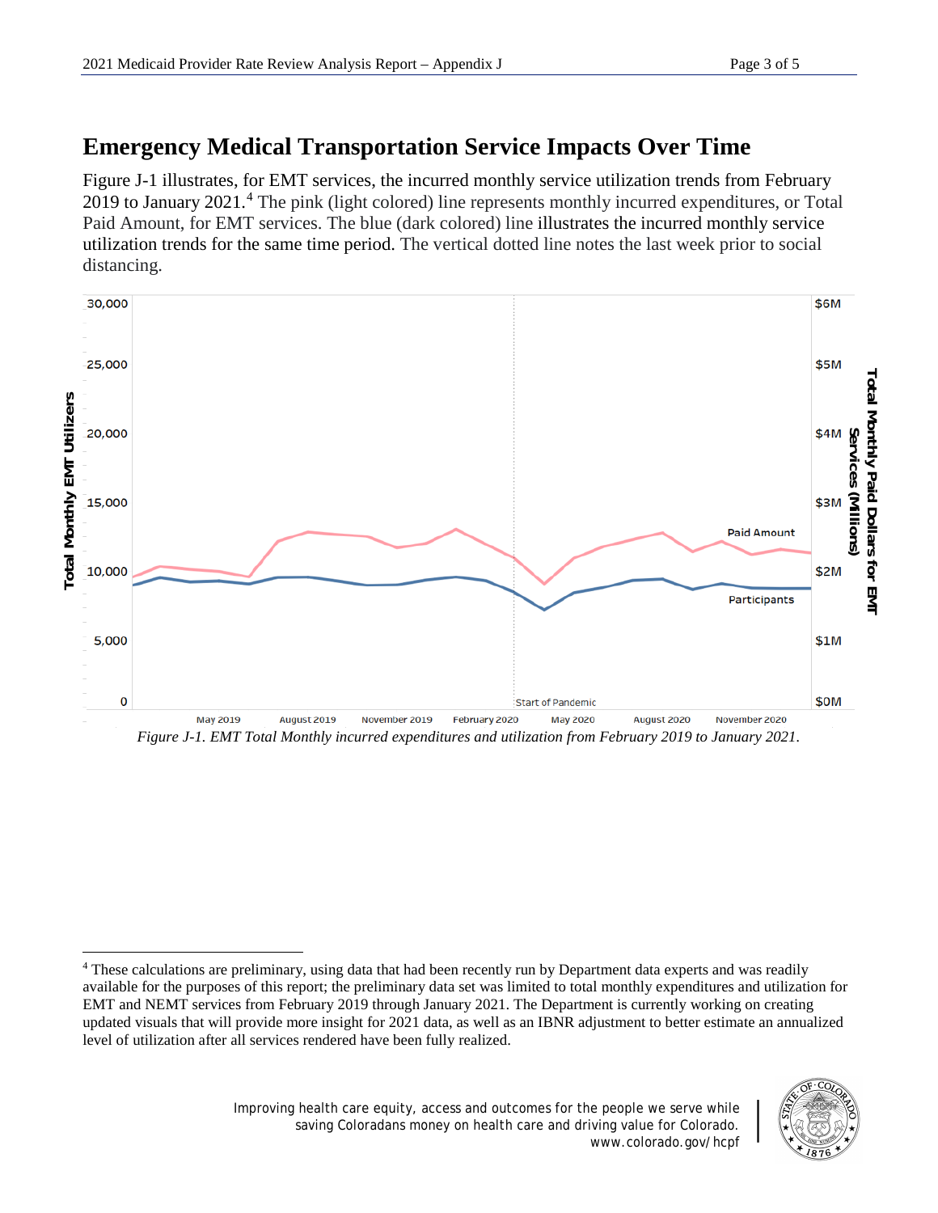## Emergency Medical Transportation Service Impacts Over Time

Figure J-1 illustrates, for EMT services, the incurred monthly service utilization trends from February 2019 to January 2021.[4] The pink (light colored) line represents monthly incurred expenditures, or Total Paid Amount, for EMT services. The blue (dark colored) line illustrates the incurred monthly service utilization trends for the same time period. The vertical dotted line notes the last week prior to social distancing.

*Figure J-1. EMT Total Monthly incurred expenditures and utilization from February 2019 to January 2021.*

[4] These calculations are preliminary, using data that had been recently run by Department data experts and was readily available for the purposes of this report; the preliminary data set was limited to total monthly expenditures and utilization for EMT and NEMT services from February 2019 through January 2021. The Department is currently working on creating updated visuals that will provide more insight for 2021 data, as well as an IBNR adjustment to better estimate an annualized level of utilization after all services rendered have been fully realized.

Improving health care equity, access and outcomes for the people we serve while saving Coloradans money on health care and driving value for Colorado.
www.colorado.gov/hcpf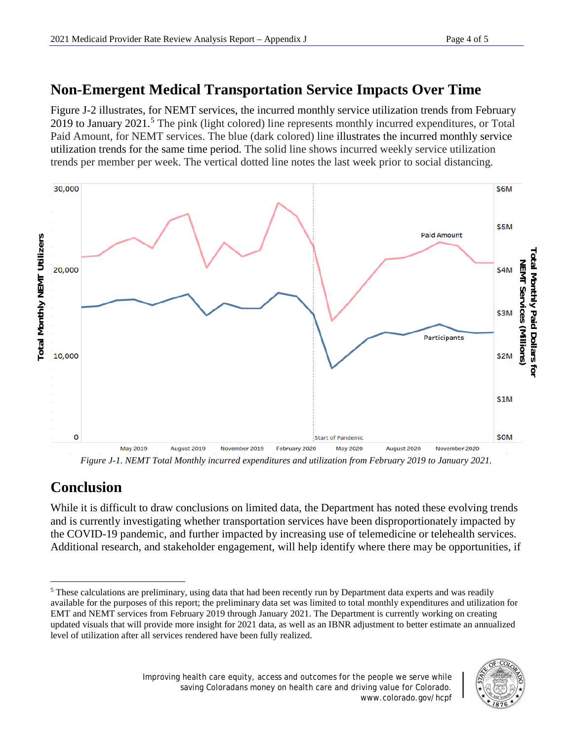## Non-Emergent Medical Transportation Service Impacts Over Time

Figure J-2 illustrates, for NEMT services, the incurred monthly service utilization trends from February 2019 to January 2021.[5] The pink (light colored) line represents monthly incurred expenditures, or Total Paid Amount, for NEMT services. The blue (dark colored) line illustrates the incurred monthly service utilization trends for the same time period. The solid line shows incurred weekly service utilization trends per member per week. The vertical dotted line notes the last week prior to social distancing.

*Figure J-1. NEMT Total Monthly incurred expenditures and utilization from February 2019 to January 2021.*

## Conclusion

While it is difficult to draw conclusions on limited data, the Department has noted these evolving trends and is currently investigating whether transportation services have been disproportionately impacted by the COVID-19 pandemic, and further impacted by increasing use of telemedicine or telehealth services. Additional research, and stakeholder engagement, will help identify where there may be opportunities, if

---

[5] These calculations are preliminary, using data that had been recently run by Department data experts and was readily available for the purposes of this report; the preliminary data set was limited to total monthly expenditures and utilization for EMT and NEMT services from February 2019 through January 2021. The Department is currently working on creating updated visuals that will provide more insight for 2021 data, as well as an IBNR adjustment to better estimate an annualized level of utilization after all services rendered have been fully realized.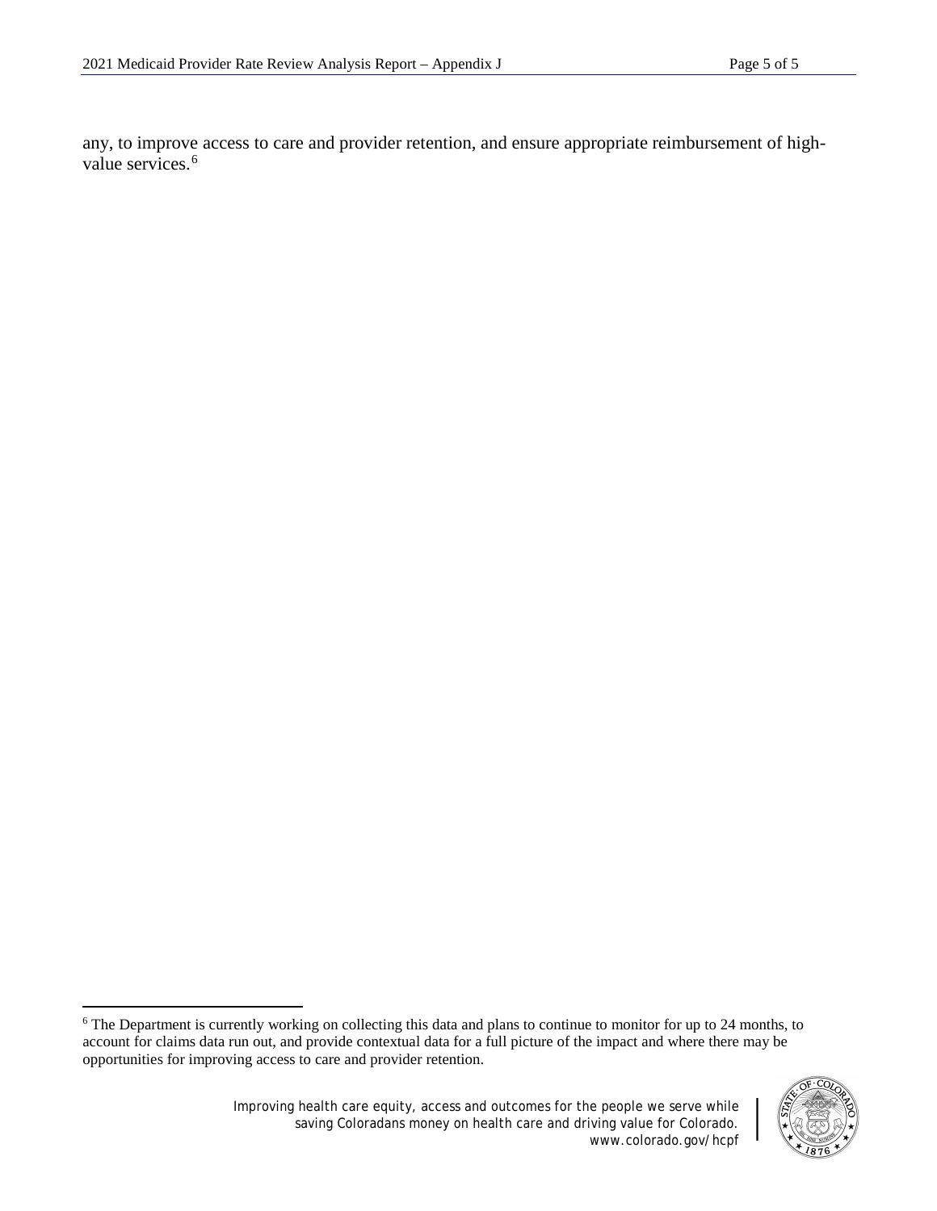any, to improve access to care and provider retention, and ensure appropriate reimbursement of high-value services.[6]

[6] The Department is currently working on collecting this data and plans to continue to monitor for up to 24 months, to account for claims data run out, and provide contextual data for a full picture of the impact and where there may be opportunities for improving access to care and provider retention.